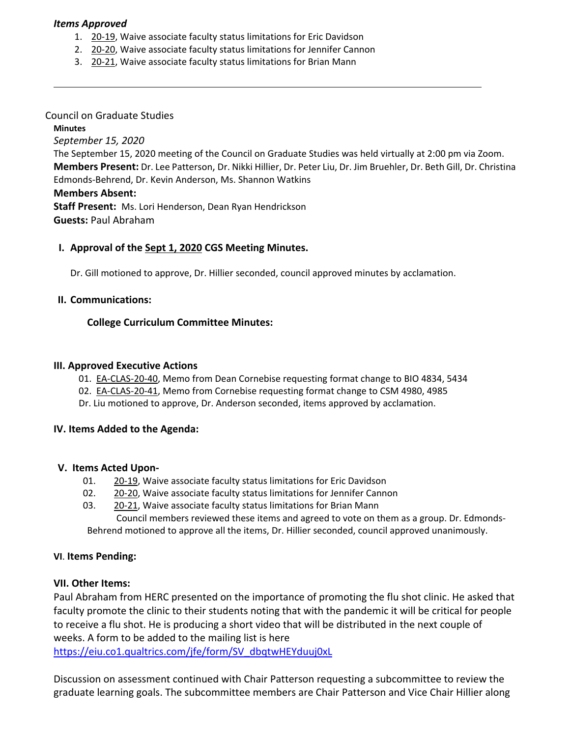***Items Approved***

1. 20-19, Waive associate faculty status limitations for Eric Davidson
2. 20-20, Waive associate faculty status limitations for Jennifer Cannon
3. 20-21, Waive associate faculty status limitations for Brian Mann

---

Council on Graduate Studies

**Minutes**

*September 15, 2020*

The September 15, 2020 meeting of the Council on Graduate Studies was held virtually at 2:00 pm via Zoom.

**Members Present:** Dr. Lee Patterson, Dr. Nikki Hillier, Dr. Peter Liu, Dr. Jim Bruehler, Dr. Beth Gill, Dr. Christina Edmonds-Behrend, Dr. Kevin Anderson, Ms. Shannon Watkins

**Members Absent:**

**Staff Present:** Ms. Lori Henderson, Dean Ryan Hendrickson

**Guests:** Paul Abraham

## I. Approval of the Sept 1, 2020 CGS Meeting Minutes.

Dr. Gill motioned to approve, Dr. Hillier seconded, council approved minutes by acclamation.

## II. Communications:

**College Curriculum Committee Minutes:**

## III. Approved Executive Actions

01. EA-CLAS-20-40, Memo from Dean Cornebise requesting format change to BIO 4834, 5434
02. EA-CLAS-20-41, Memo from Cornebise requesting format change to CSM 4980, 4985

Dr. Liu motioned to approve, Dr. Anderson seconded, items approved by acclamation.

## IV. Items Added to the Agenda:

## V. Items Acted Upon-

01. 20-19, Waive associate faculty status limitations for Eric Davidson
02. 20-20, Waive associate faculty status limitations for Jennifer Cannon
03. 20-21, Waive associate faculty status limitations for Brian Mann

Council members reviewed these items and agreed to vote on them as a group. Dr. Edmonds-Behrend motioned to approve all the items, Dr. Hillier seconded, council approved unanimously.

## VI. Items Pending:

## VII. Other Items:

Paul Abraham from HERC presented on the importance of promoting the flu shot clinic. He asked that faculty promote the clinic to their students noting that with the pandemic it will be critical for people to receive a flu shot. He is producing a short video that will be distributed in the next couple of weeks. A form to be added to the mailing list is here https://eiu.co1.qualtrics.com/jfe/form/SV_dbqtwHEYduuj0xL

Discussion on assessment continued with Chair Patterson requesting a subcommittee to review the graduate learning goals. The subcommittee members are Chair Patterson and Vice Chair Hillier along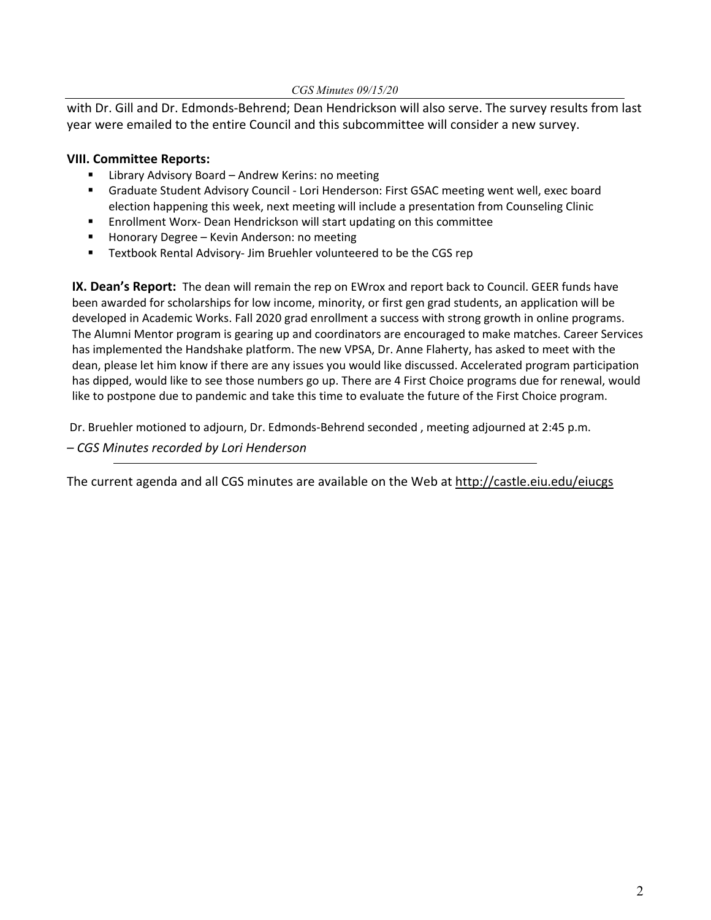with Dr. Gill and Dr. Edmonds-Behrend; Dean Hendrickson will also serve. The survey results from last year were emailed to the entire Council and this subcommittee will consider a new survey.

**VIII. Committee Reports:**

- Library Advisory Board – Andrew Kerins: no meeting
- Graduate Student Advisory Council - Lori Henderson: First GSAC meeting went well, exec board election happening this week, next meeting will include a presentation from Counseling Clinic
- Enrollment Worx- Dean Hendrickson will start updating on this committee
- Honorary Degree – Kevin Anderson: no meeting
- Textbook Rental Advisory- Jim Bruehler volunteered to be the CGS rep

**IX. Dean's Report:** The dean will remain the rep on EWrox and report back to Council. GEER funds have been awarded for scholarships for low income, minority, or first gen grad students, an application will be developed in Academic Works. Fall 2020 grad enrollment a success with strong growth in online programs. The Alumni Mentor program is gearing up and coordinators are encouraged to make matches. Career Services has implemented the Handshake platform. The new VPSA, Dr. Anne Flaherty, has asked to meet with the dean, please let him know if there are any issues you would like discussed. Accelerated program participation has dipped, would like to see those numbers go up. There are 4 First Choice programs due for renewal, would like to postpone due to pandemic and take this time to evaluate the future of the First Choice program.

Dr. Bruehler motioned to adjourn, Dr. Edmonds-Behrend seconded , meeting adjourned at 2:45 p.m.

*– CGS Minutes recorded by Lori Henderson*

The current agenda and all CGS minutes are available on the Web at http://castle.eiu.edu/eiucgs